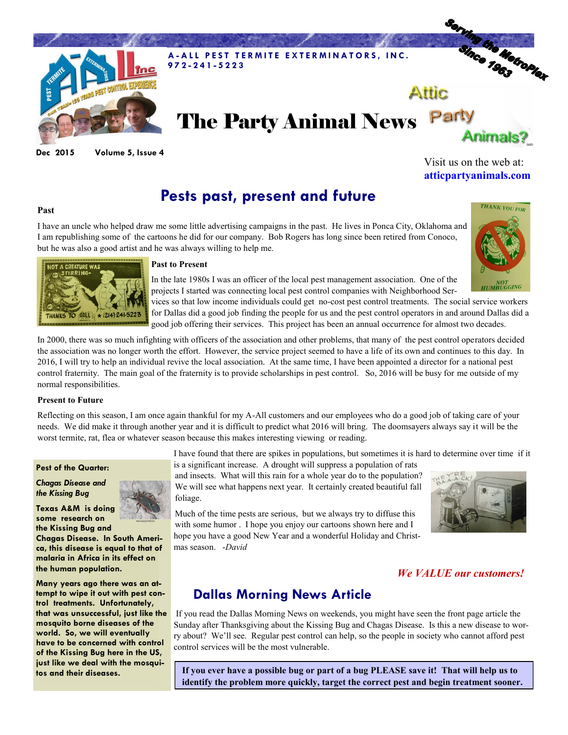**A-ALL PEST TERMITE EXTERMINATORS, INC.**
**972-241-5223**

Serving the MetroPlex Since 1963

# The Party Animal News

Attic Party Animals?

Dec 2015 Volume 5, Issue 4

Visit us on the web at: **atticpartyanimals.com**

## Pests past, present and future

### Past

I have an uncle who helped draw me some little advertising campaigns in the past. He lives in Ponca City, Oklahoma and I am republishing some of the cartoons he did for our company. Bob Rogers has long since been retired from Conoco, but he was also a good artist and he was always willing to help me.

### Past to Present

In the late 1980s I was an officer of the local pest management association. One of the projects I started was connecting local pest control companies with Neighborhood Services so that low income individuals could get no-cost pest control treatments. The social service workers for Dallas did a good job finding the people for us and the pest control operators in and around Dallas did a good job offering their services. This project has been an annual occurrence for almost two decades.

In 2000, there was so much infighting with officers of the association and other problems, that many of the pest control operators decided the association was no longer worth the effort. However, the service project seemed to have a life of its own and continues to this day. In 2016, I will try to help an individual revive the local association. At the same time, I have been appointed a director for a national pest control fraternity. The main goal of the fraternity is to provide scholarships in pest control. So, 2016 will be busy for me outside of my normal responsibilities.

### Present to Future

Reflecting on this season, I am once again thankful for my A-All customers and our employees who do a good job of taking care of your needs. We did make it through another year and it is difficult to predict what 2016 will bring. The doomsayers always say it will be the worst termite, rat, flea or whatever season because this makes interesting viewing or reading.

I have found that there are spikes in populations, but sometimes it is hard to determine over time if it is a significant increase. A drought will suppress a population of rats and insects. What will this rain for a whole year do to the population? We will see what happens next year. It certainly created beautiful fall foliage.

Much of the time pests are serious, but we always try to diffuse this with some humor . I hope you enjoy our cartoons shown here and I hope you have a good New Year and a wonderful Holiday and Christmas season. *-David*

**Pest of the Quarter:**

***Chagas Disease and the Kissing Bug***

**Texas A&M is doing some research on the Kissing Bug and Chagas Disease. In South America, this disease is equal to that of malaria in Africa in its effect on the human population.**

**Many years ago there was an attempt to wipe it out with pest control treatments. Unfortunately, that was unsuccessful, just like the mosquito borne diseases of the world. So, we will eventually have to be concerned with control of the Kissing Bug here in the US, just like we deal with the mosquitos and their diseases.**

*We VALUE our customers!*

## Dallas Morning News Article

If you read the Dallas Morning News on weekends, you might have seen the front page article the Sunday after Thanksgiving about the Kissing Bug and Chagas Disease. Is this a new disease to worry about? We'll see. Regular pest control can help, so the people in society who cannot afford pest control services will be the most vulnerable.

**If you ever have a possible bug or part of a bug PLEASE save it! That will help us to identify the problem more quickly, target the correct pest and begin treatment sooner.**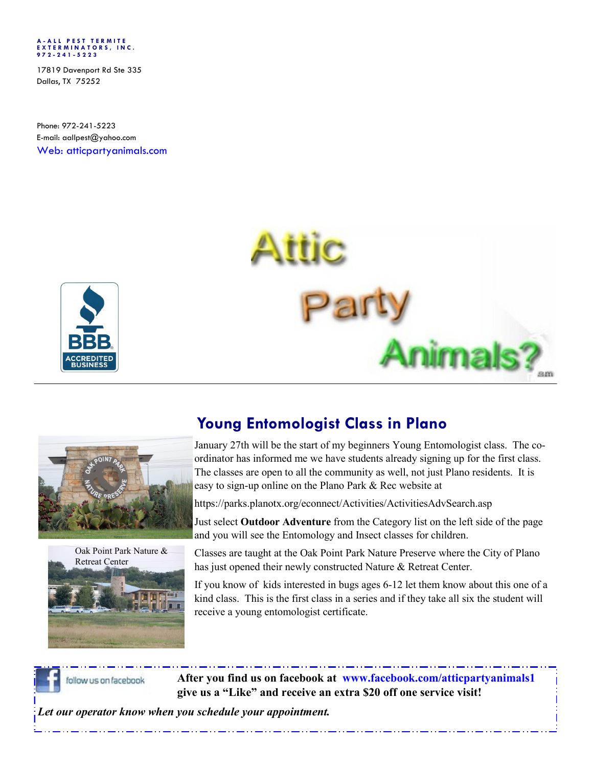A-ALL PEST TERMITE EXTERMINATORS, INC.
972-241-5223

17819 Davenport Rd Ste 335
Dallas, TX 75252

Phone: 972-241-5223
E-mail: aallpest@yahoo.com
Web: atticpartyanimals.com

Attic Party Animals?

## Young Entomologist Class in Plano

January 27th will be the start of my beginners Young Entomologist class. The co-ordinator has informed me we have students already signing up for the first class. The classes are open to all the community as well, not just Plano residents. It is easy to sign-up online on the Plano Park & Rec website at

https://parks.planotx.org/econnect/Activities/ActivitiesAdvSearch.asp

Just select **Outdoor Adventure** from the Category list on the left side of the page and you will see the Entomology and Insect classes for children.

Oak Point Park Nature & Retreat Center

Classes are taught at the Oak Point Park Nature Preserve where the City of Plano has just opened their newly constructed Nature & Retreat Center.

If you know of kids interested in bugs ages 6-12 let them know about this one of a kind class. This is the first class in a series and if they take all six the student will receive a young entomologist certificate.

follow us on facebook

**After you find us on facebook at www.facebook.com/atticpartyanimals1 give us a "Like" and receive an extra $20 off one service visit!**

***Let our operator know when you schedule your appointment.***